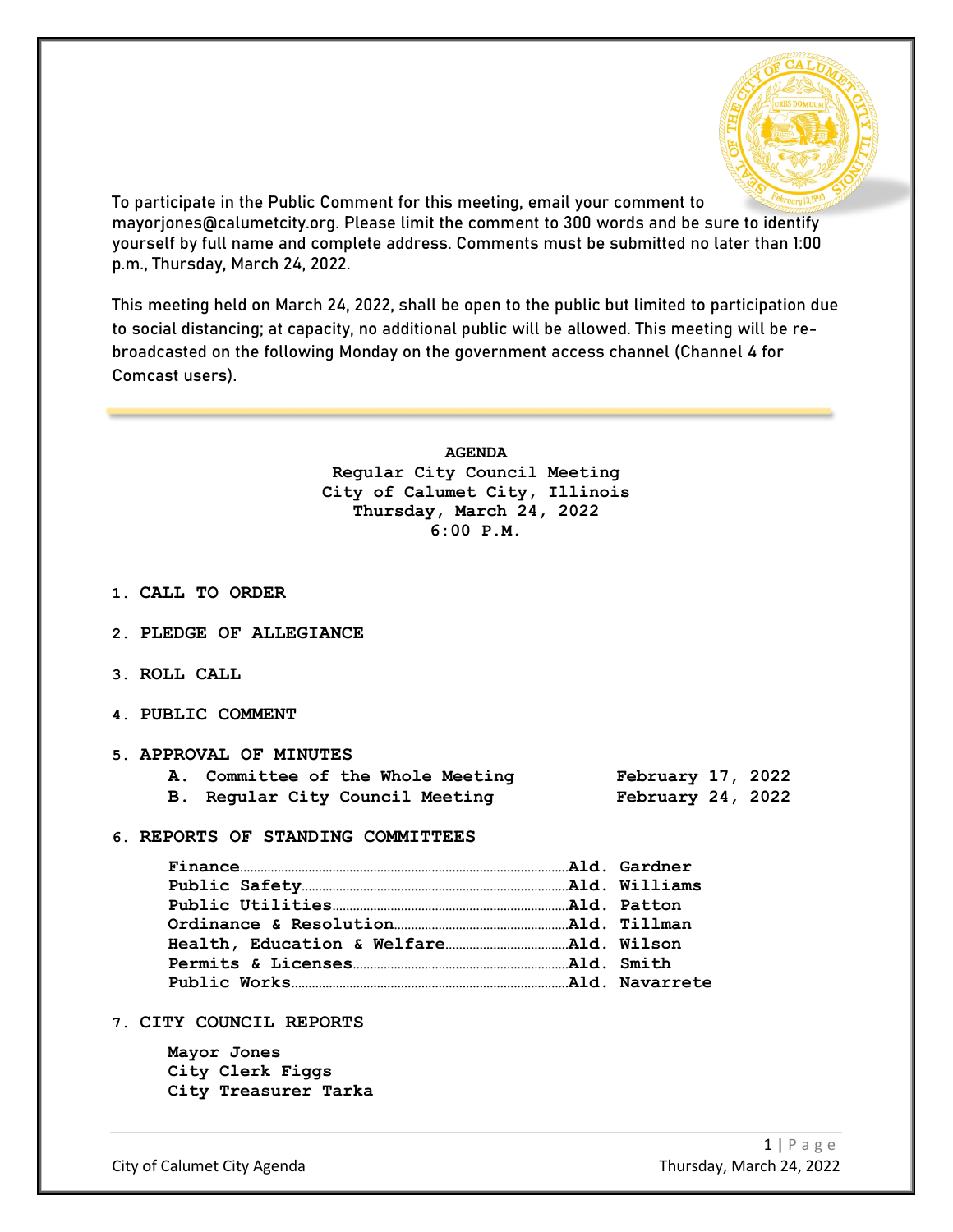To participate in the Public Comment for this meeting, email your comment to mayorjones@calumetcity.org. Please limit the comment to 300 words and be sure to identify yourself by full name and complete address. Comments must be submitted no later than 1:00 p.m., Thursday, March 24, 2022.

This meeting held on March 24, 2022, shall be open to the public but limited to participation due to social distancing; at capacity, no additional public will be allowed. This meeting will be re-broadcasted on the following Monday on the government access channel (Channel 4 for Comcast users).

---

**AGENDA**
**Regular City Council Meeting**
**City of Calumet City, Illinois**
**Thursday, March 24, 2022**
**6:00 P.M.**

1. **CALL TO ORDER**

2. **PLEDGE OF ALLEGIANCE**

3. **ROLL CALL**

4. **PUBLIC COMMENT**

5. **APPROVAL OF MINUTES**
   - **A. Committee of the Whole Meeting** — **February 17, 2022**
   - **B. Regular City Council Meeting** — **February 24, 2022**

6. **REPORTS OF STANDING COMMITTEES**

   **Finance**......................Ald. Gardner
   **Public Safety**.................Ald. Williams
   **Public Utilities**..............Ald. Patton
   **Ordinance & Resolution**........Ald. Tillman
   **Health, Education & Welfare**...Ald. Wilson
   **Permits & Licenses**............Ald. Smith
   **Public Works**..................Ald. Navarrete

7. **CITY COUNCIL REPORTS**

   **Mayor Jones**
   **City Clerk Figgs**
   **City Treasurer Tarka**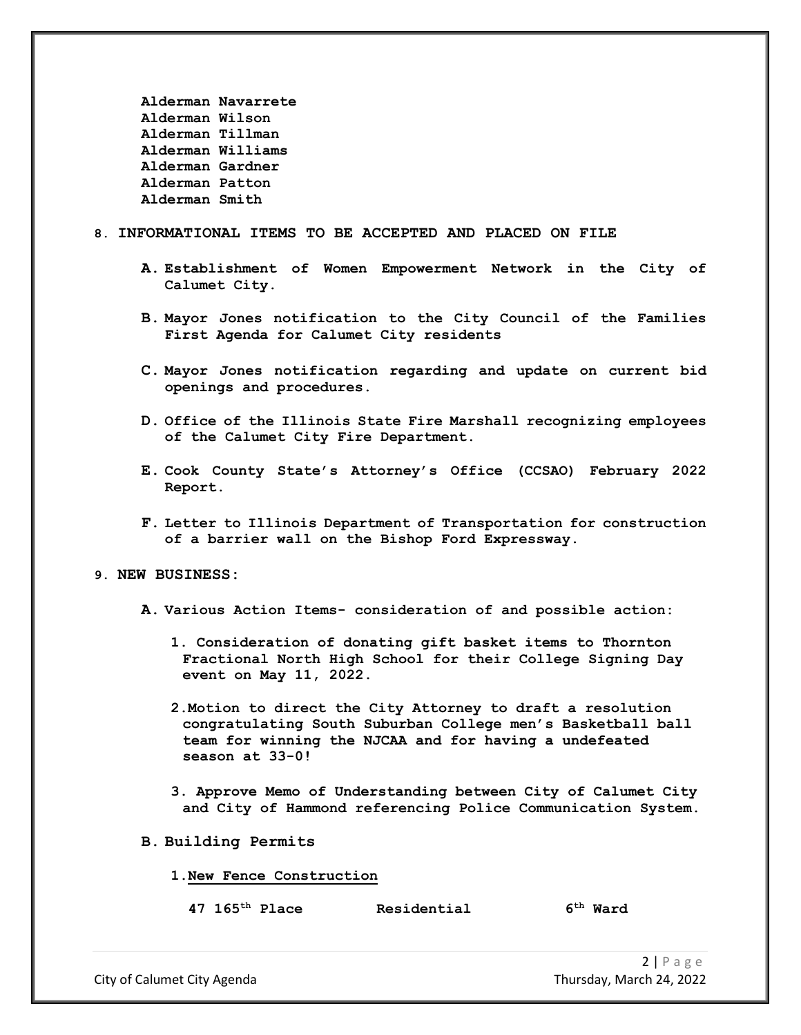**Alderman Navarrete**
**Alderman Wilson**
**Alderman Tillman**
**Alderman Williams**
**Alderman Gardner**
**Alderman Patton**
**Alderman Smith**

8. **INFORMATIONAL ITEMS TO BE ACCEPTED AND PLACED ON FILE**

   **A. Establishment of Women Empowerment Network in the City of Calumet City.**

   **B. Mayor Jones notification to the City Council of the Families First Agenda for Calumet City residents**

   **C. Mayor Jones notification regarding and update on current bid openings and procedures.**

   **D. Office of the Illinois State Fire Marshall recognizing employees of the Calumet City Fire Department.**

   **E. Cook County State's Attorney's Office (CCSAO) February 2022 Report.**

   **F. Letter to Illinois Department of Transportation for construction of a barrier wall on the Bishop Ford Expressway.**

9. **NEW BUSINESS:**

   **A. Various Action Items- consideration of and possible action:**

      **1. Consideration of donating gift basket items to Thornton Fractional North High School for their College Signing Day event on May 11, 2022.**

      **2. Motion to direct the City Attorney to draft a resolution congratulating South Suburban College men's Basketball ball team for winning the NJCAA and for having a undefeated season at 33-0!**

      **3. Approve Memo of Understanding between City of Calumet City and City of Hammond referencing Police Communication System.**

   **B. Building Permits**

      **1. <u>New Fence Construction</u>**

| | | |
|---|---|---|
| **47 165th Place** | **Residential** | **6th Ward** |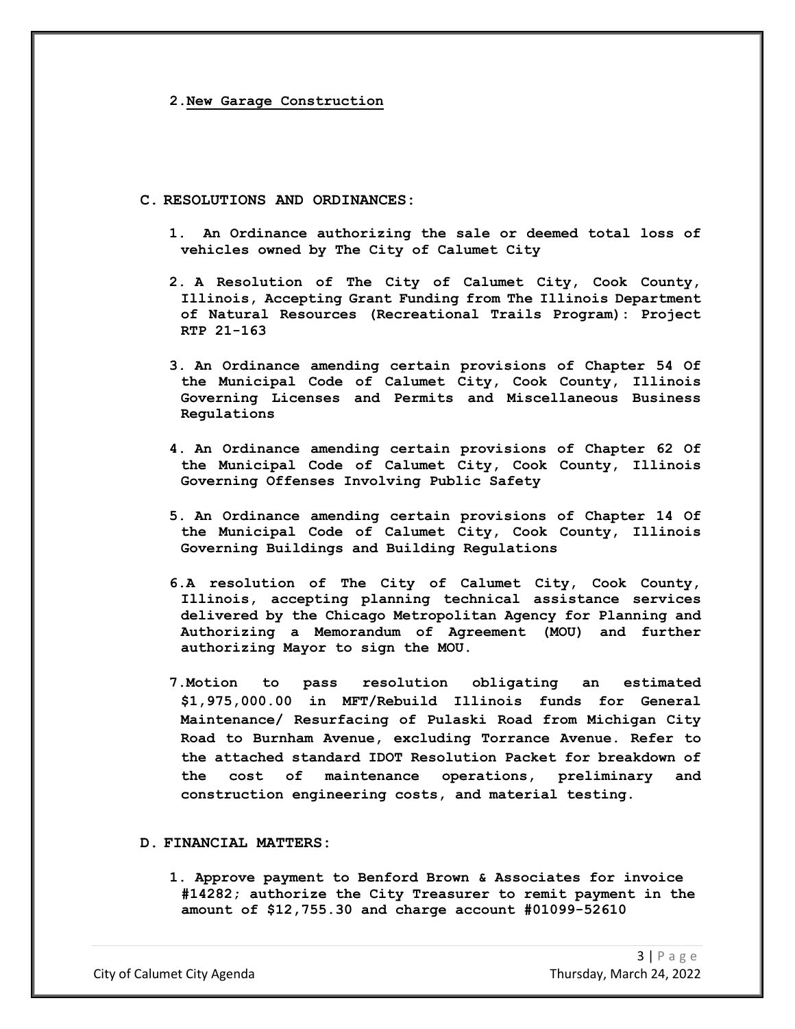2. New Garage Construction

**C. RESOLUTIONS AND ORDINANCES:**

1. **An Ordinance authorizing the sale or deemed total loss of vehicles owned by The City of Calumet City**

2. **A Resolution of The City of Calumet City, Cook County, Illinois, Accepting Grant Funding from The Illinois Department of Natural Resources (Recreational Trails Program): Project RTP 21-163**

3. **An Ordinance amending certain provisions of Chapter 54 Of the Municipal Code of Calumet City, Cook County, Illinois Governing Licenses and Permits and Miscellaneous Business Regulations**

4. **An Ordinance amending certain provisions of Chapter 62 Of the Municipal Code of Calumet City, Cook County, Illinois Governing Offenses Involving Public Safety**

5. **An Ordinance amending certain provisions of Chapter 14 Of the Municipal Code of Calumet City, Cook County, Illinois Governing Buildings and Building Regulations**

6. **A resolution of The City of Calumet City, Cook County, Illinois, accepting planning technical assistance services delivered by the Chicago Metropolitan Agency for Planning and Authorizing a Memorandum of Agreement (MOU) and further authorizing Mayor to sign the MOU.**

7. **Motion to pass resolution obligating an estimated $1,975,000.00 in MFT/Rebuild Illinois funds for General Maintenance/ Resurfacing of Pulaski Road from Michigan City Road to Burnham Avenue, excluding Torrance Avenue. Refer to the attached standard IDOT Resolution Packet for breakdown of the cost of maintenance operations, preliminary and construction engineering costs, and material testing.**

**D. FINANCIAL MATTERS:**

1. **Approve payment to Benford Brown & Associates for invoice #14282; authorize the City Treasurer to remit payment in the amount of $12,755.30 and charge account #01099-52610**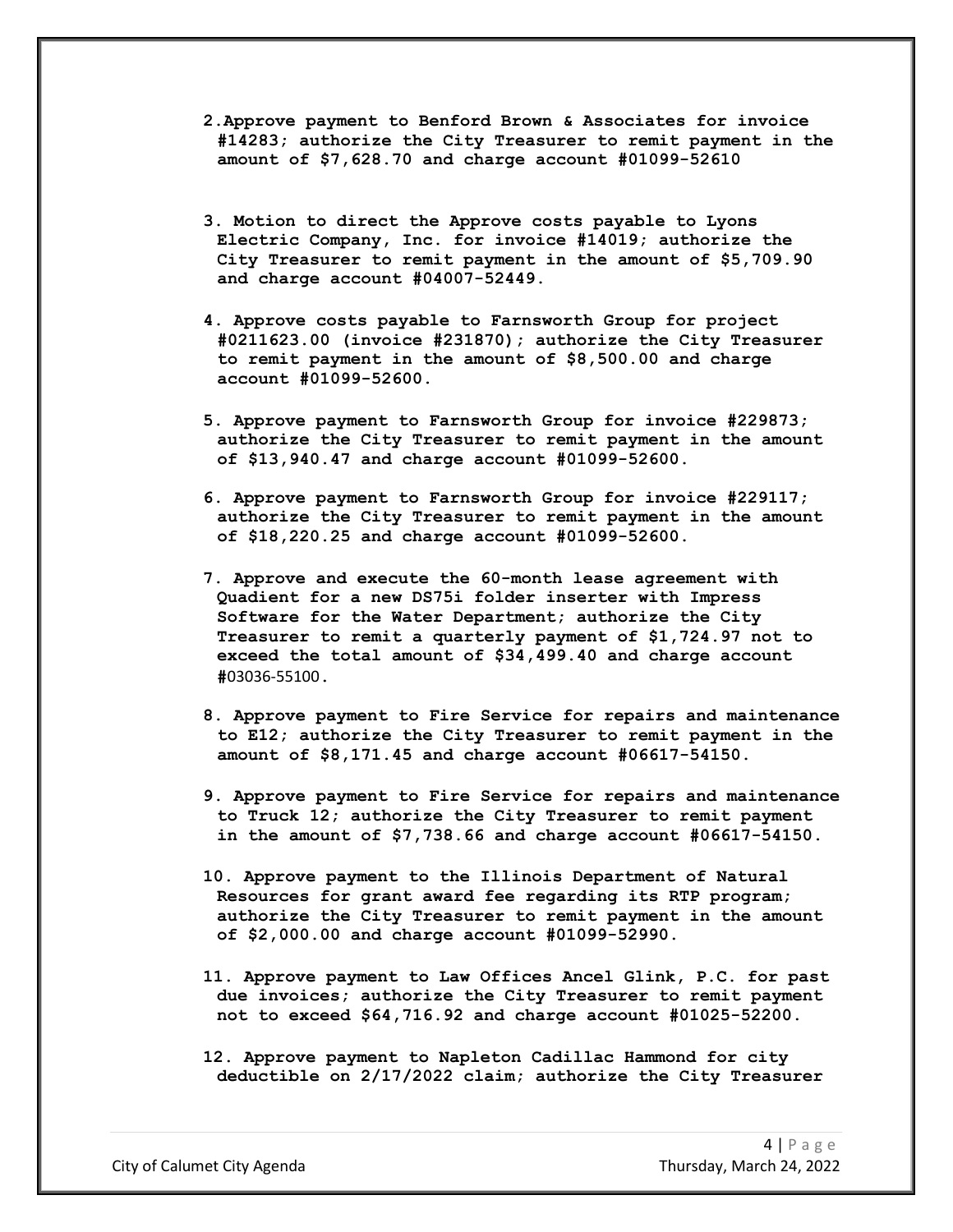2. Approve payment to Benford Brown & Associates for invoice #14283; authorize the City Treasurer to remit payment in the amount of $7,628.70 and charge account #01099-52610

3. Motion to direct the Approve costs payable to Lyons Electric Company, Inc. for invoice #14019; authorize the City Treasurer to remit payment in the amount of $5,709.90 and charge account #04007-52449.

4. Approve costs payable to Farnsworth Group for project #0211623.00 (invoice #231870); authorize the City Treasurer to remit payment in the amount of $8,500.00 and charge account #01099-52600.

5. Approve payment to Farnsworth Group for invoice #229873; authorize the City Treasurer to remit payment in the amount of $13,940.47 and charge account #01099-52600.

6. Approve payment to Farnsworth Group for invoice #229117; authorize the City Treasurer to remit payment in the amount of $18,220.25 and charge account #01099-52600.

7. Approve and execute the 60-month lease agreement with Quadient for a new DS75i folder inserter with Impress Software for the Water Department; authorize the City Treasurer to remit a quarterly payment of $1,724.97 not to exceed the total amount of $34,499.40 and charge account #03036-55100.

8. Approve payment to Fire Service for repairs and maintenance to E12; authorize the City Treasurer to remit payment in the amount of $8,171.45 and charge account #06617-54150.

9. Approve payment to Fire Service for repairs and maintenance to Truck 12; authorize the City Treasurer to remit payment in the amount of $7,738.66 and charge account #06617-54150.

10. Approve payment to the Illinois Department of Natural Resources for grant award fee regarding its RTP program; authorize the City Treasurer to remit payment in the amount of $2,000.00 and charge account #01099-52990.

11. Approve payment to Law Offices Ancel Glink, P.C. for past due invoices; authorize the City Treasurer to remit payment not to exceed $64,716.92 and charge account #01025-52200.

12. Approve payment to Napleton Cadillac Hammond for city deductible on 2/17/2022 claim; authorize the City Treasurer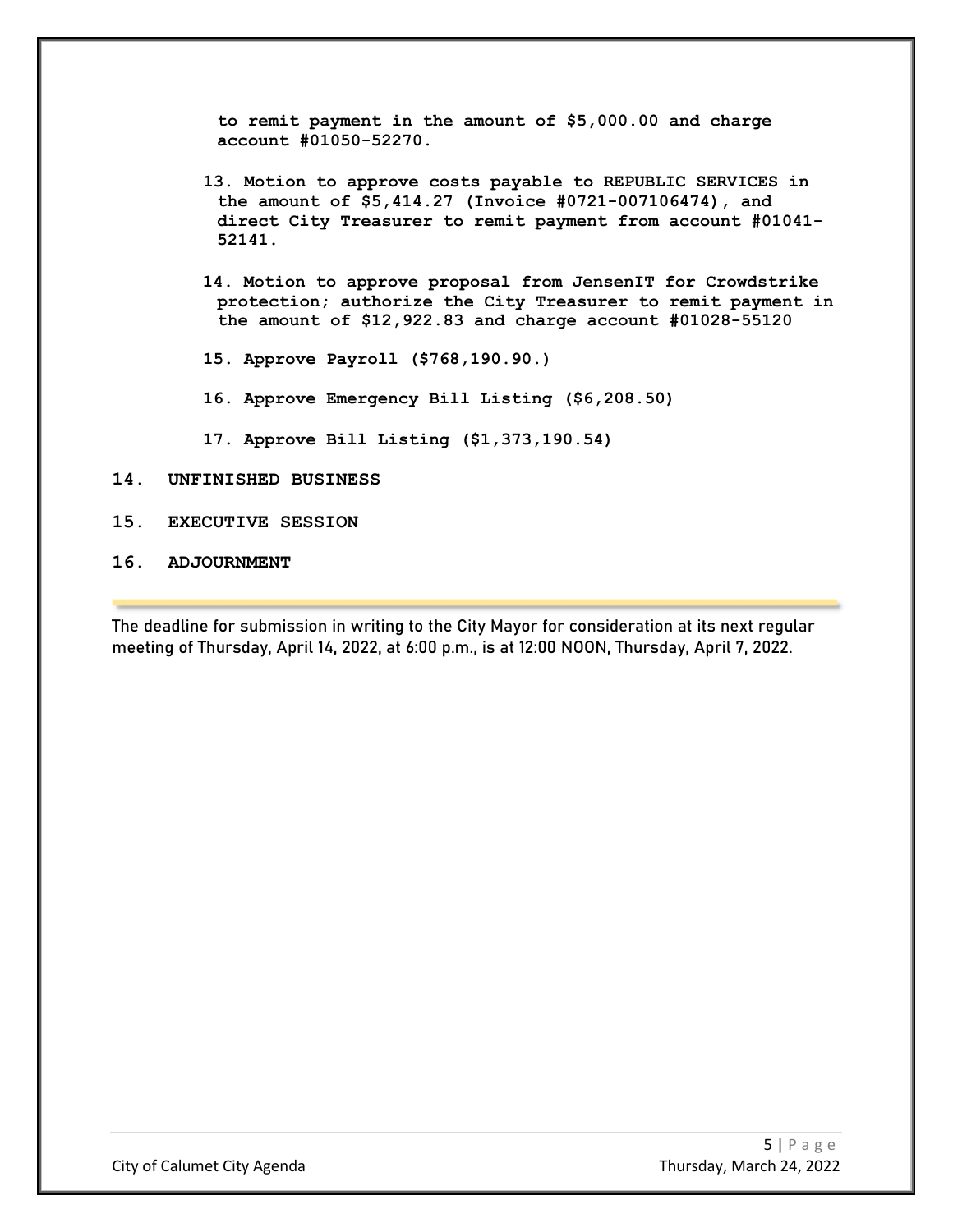**to remit payment in the amount of $5,000.00 and charge account #01050-52270.**

13. **Motion to approve costs payable to REPUBLIC SERVICES in the amount of $5,414.27 (Invoice #0721-007106474), and direct City Treasurer to remit payment from account #01041-52141.**

14. **Motion to approve proposal from JensenIT for Crowdstrike protection; authorize the City Treasurer to remit payment in the amount of $12,922.83 and charge account #01028-55120**

15. **Approve Payroll ($768,190.90.)**

16. **Approve Emergency Bill Listing ($6,208.50)**

17. **Approve Bill Listing ($1,373,190.54)**

**14. UNFINISHED BUSINESS**

**15. EXECUTIVE SESSION**

**16. ADJOURNMENT**

---

The deadline for submission in writing to the City Mayor for consideration at its next regular meeting of Thursday, April 14, 2022, at 6:00 p.m., is at 12:00 NOON, Thursday, April 7, 2022.